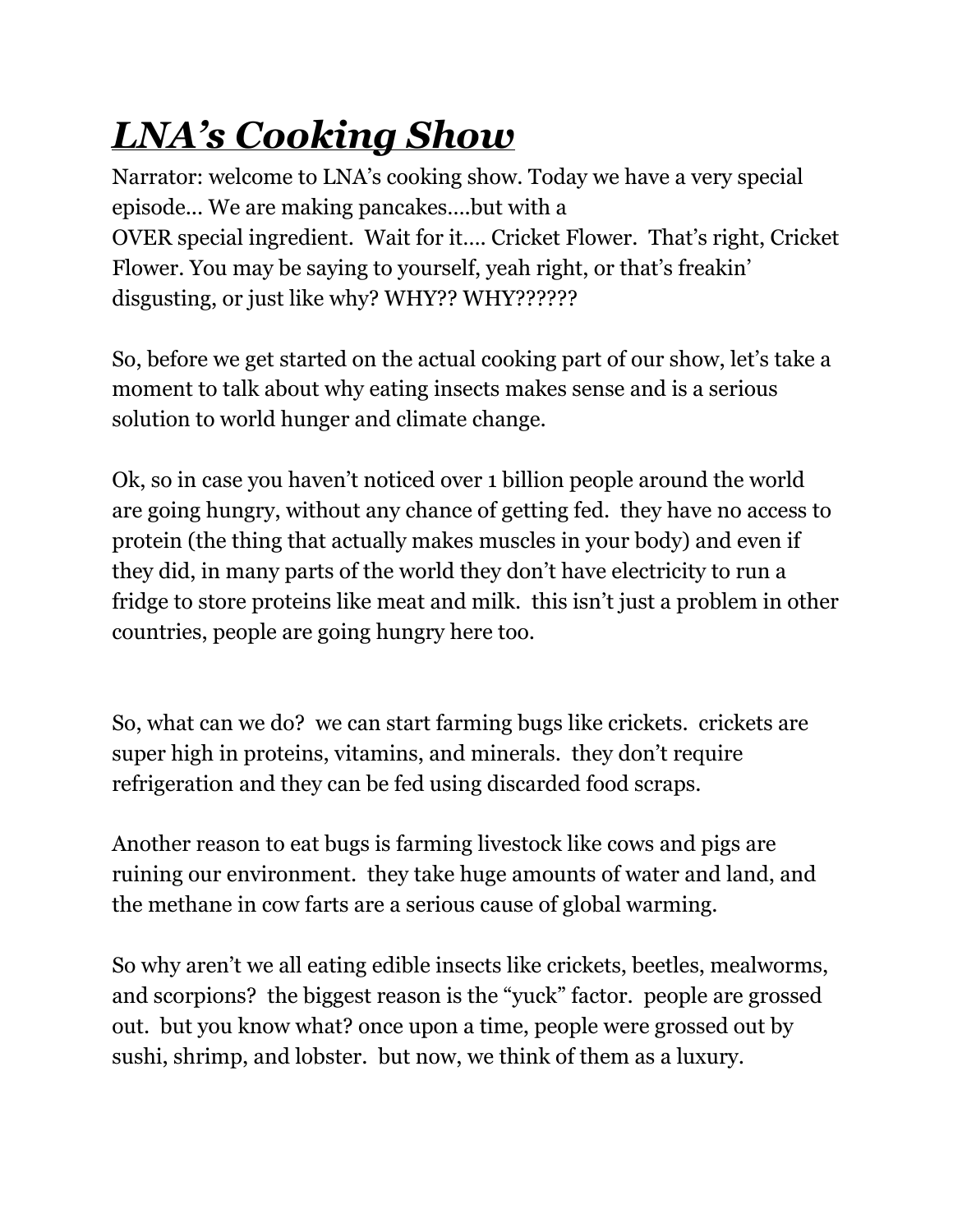# ***LNA's Cooking Show***

Narrator: welcome to LNA's cooking show. Today we have a very special episode... We are making pancakes....but with a OVER special ingredient. Wait for it.... Cricket Flower. That's right, Cricket Flower. You may be saying to yourself, yeah right, or that's freakin' disgusting, or just like why? WHY?? WHY??????

So, before we get started on the actual cooking part of our show, let's take a moment to talk about why eating insects makes sense and is a serious solution to world hunger and climate change.

Ok, so in case you haven't noticed over 1 billion people around the world are going hungry, without any chance of getting fed. they have no access to protein (the thing that actually makes muscles in your body) and even if they did, in many parts of the world they don't have electricity to run a fridge to store proteins like meat and milk. this isn't just a problem in other countries, people are going hungry here too.

So, what can we do? we can start farming bugs like crickets. crickets are super high in proteins, vitamins, and minerals. they don't require refrigeration and they can be fed using discarded food scraps.

Another reason to eat bugs is farming livestock like cows and pigs are ruining our environment. they take huge amounts of water and land, and the methane in cow farts are a serious cause of global warming.

So why aren't we all eating edible insects like crickets, beetles, mealworms, and scorpions? the biggest reason is the "yuck" factor. people are grossed out. but you know what? once upon a time, people were grossed out by sushi, shrimp, and lobster. but now, we think of them as a luxury.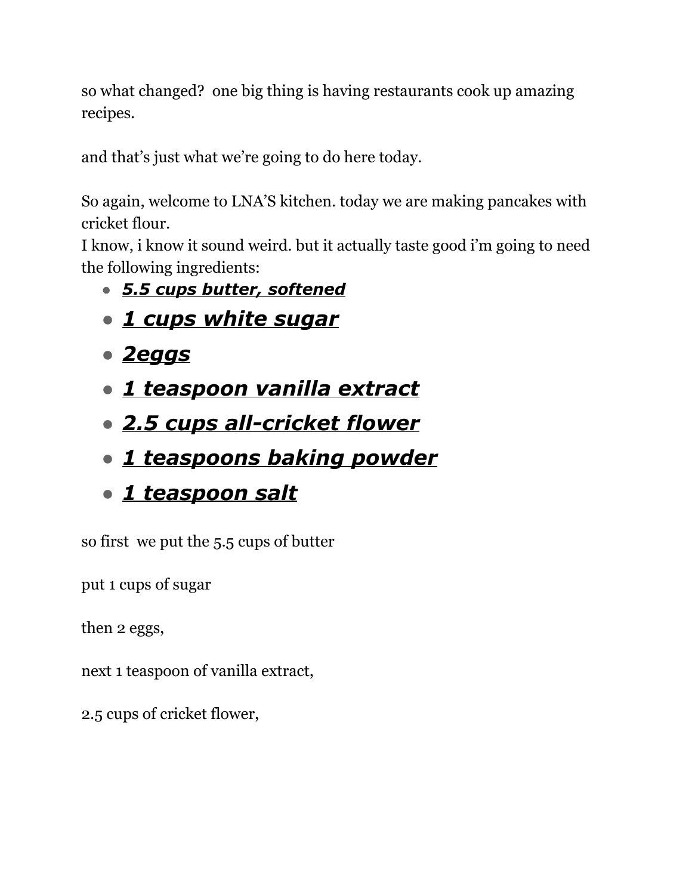so what changed?  one big thing is having restaurants cook up amazing recipes.

and that's just what we're going to do here today.

So again, welcome to LNA'S kitchen. today we are making pancakes with cricket flour.
I know, i know it sound weird. but it actually taste good i'm going to need the following ingredients:

- ***<u>5.5 cups butter, softened</u>***
- ***<u>1 cups white sugar</u>***
- ***<u>2eggs</u>***
- ***<u>1 teaspoon vanilla extract</u>***
- ***<u>2.5 cups all-cricket flower</u>***
- ***<u>1 teaspoons baking powder</u>***
- ***<u>1 teaspoon salt</u>***

so first  we put the 5.5 cups of butter

put 1 cups of sugar

then 2 eggs,

next 1 teaspoon of vanilla extract,

2.5 cups of cricket flower,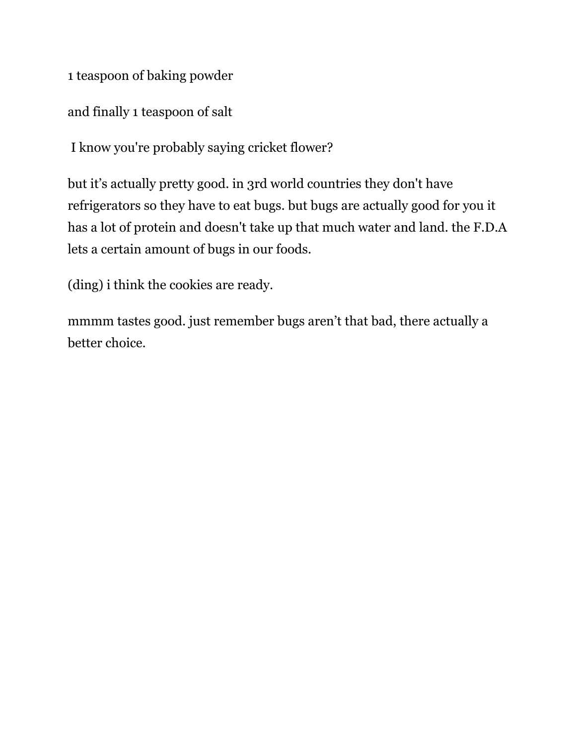1 teaspoon of baking powder

and finally 1 teaspoon of salt

I know you're probably saying cricket flower?

but it's actually pretty good. in 3rd world countries they don't have refrigerators so they have to eat bugs. but bugs are actually good for you it has a lot of protein and doesn't take up that much water and land. the F.D.A lets a certain amount of bugs in our foods.

(ding) i think the cookies are ready.

mmmm tastes good. just remember bugs aren't that bad, there actually a better choice.